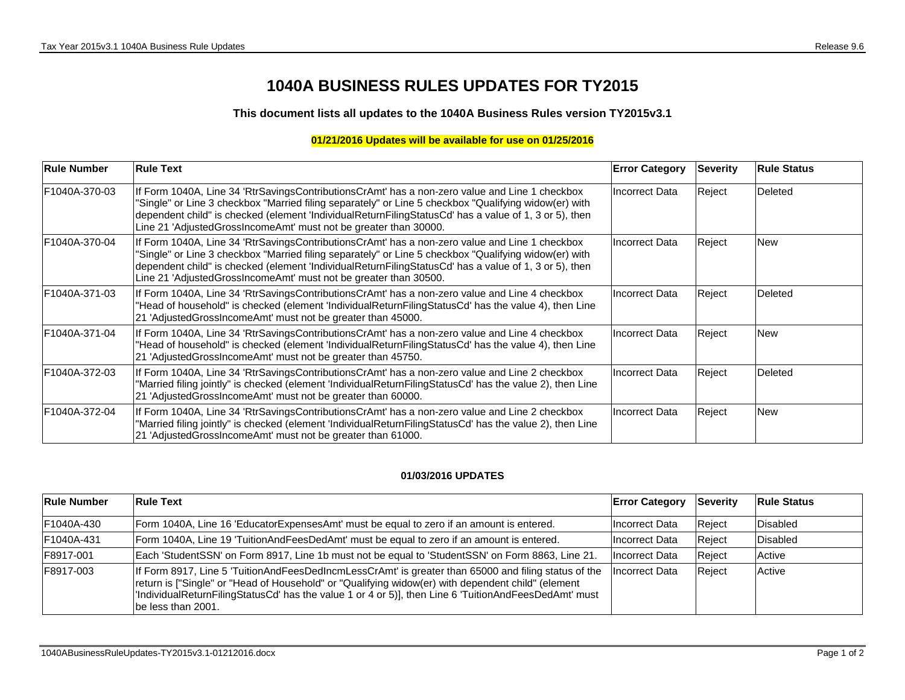# 1040A BUSINESS RULES UPDATES FOR TY2015

**This document lists all updates to the 1040A Business Rules version TY2015v3.1**

**01/21/2016 Updates will be available for use on 01/25/2016**

| Rule Number | Rule Text | Error Category | Severity | Rule Status |
|---|---|---|---|---|
| F1040A-370-03 | If Form 1040A, Line 34 'RtrSavingsContributionsCrAmt' has a non-zero value and Line 1 checkbox "Single" or Line 3 checkbox "Married filing separately" or Line 5 checkbox "Qualifying widow(er) with dependent child" is checked (element 'IndividualReturnFilingStatusCd' has a value of 1, 3 or 5), then Line 21 'AdjustedGrossIncomeAmt' must not be greater than 30000. | Incorrect Data | Reject | Deleted |
| F1040A-370-04 | If Form 1040A, Line 34 'RtrSavingsContributionsCrAmt' has a non-zero value and Line 1 checkbox "Single" or Line 3 checkbox "Married filing separately" or Line 5 checkbox "Qualifying widow(er) with dependent child" is checked (element 'IndividualReturnFilingStatusCd' has a value of 1, 3 or 5), then Line 21 'AdjustedGrossIncomeAmt' must not be greater than 30500. | Incorrect Data | Reject | New |
| F1040A-371-03 | If Form 1040A, Line 34 'RtrSavingsContributionsCrAmt' has a non-zero value and Line 4 checkbox "Head of household" is checked (element 'IndividualReturnFilingStatusCd' has the value 4), then Line 21 'AdjustedGrossIncomeAmt' must not be greater than 45000. | Incorrect Data | Reject | Deleted |
| F1040A-371-04 | If Form 1040A, Line 34 'RtrSavingsContributionsCrAmt' has a non-zero value and Line 4 checkbox "Head of household" is checked (element 'IndividualReturnFilingStatusCd' has the value 4), then Line 21 'AdjustedGrossIncomeAmt' must not be greater than 45750. | Incorrect Data | Reject | New |
| F1040A-372-03 | If Form 1040A, Line 34 'RtrSavingsContributionsCrAmt' has a non-zero value and Line 2 checkbox "Married filing jointly" is checked (element 'IndividualReturnFilingStatusCd' has the value 2), then Line 21 'AdjustedGrossIncomeAmt' must not be greater than 60000. | Incorrect Data | Reject | Deleted |
| F1040A-372-04 | If Form 1040A, Line 34 'RtrSavingsContributionsCrAmt' has a non-zero value and Line 2 checkbox "Married filing jointly" is checked (element 'IndividualReturnFilingStatusCd' has the value 2), then Line 21 'AdjustedGrossIncomeAmt' must not be greater than 61000. | Incorrect Data | Reject | New |

**01/03/2016 UPDATES**

| Rule Number | Rule Text | Error Category | Severity | Rule Status |
|---|---|---|---|---|
| F1040A-430 | Form 1040A, Line 16 'EducatorExpensesAmt' must be equal to zero if an amount is entered. | Incorrect Data | Reject | Disabled |
| F1040A-431 | Form 1040A, Line 19 'TuitionAndFeesDedAmt' must be equal to zero if an amount is entered. | Incorrect Data | Reject | Disabled |
| F8917-001 | Each 'StudentSSN' on Form 8917, Line 1b must not be equal to 'StudentSSN' on Form 8863, Line 21. | Incorrect Data | Reject | Active |
| F8917-003 | If Form 8917, Line 5 'TuitionAndFeesDedIncmLessCrAmt' is greater than 65000 and filing status of the return is ["Single" or "Head of Household" or "Qualifying widow(er) with dependent child" (element 'IndividualReturnFilingStatusCd' has the value 1 or 4 or 5)], then Line 6 'TuitionAndFeesDedAmt' must be less than 2001. | Incorrect Data | Reject | Active |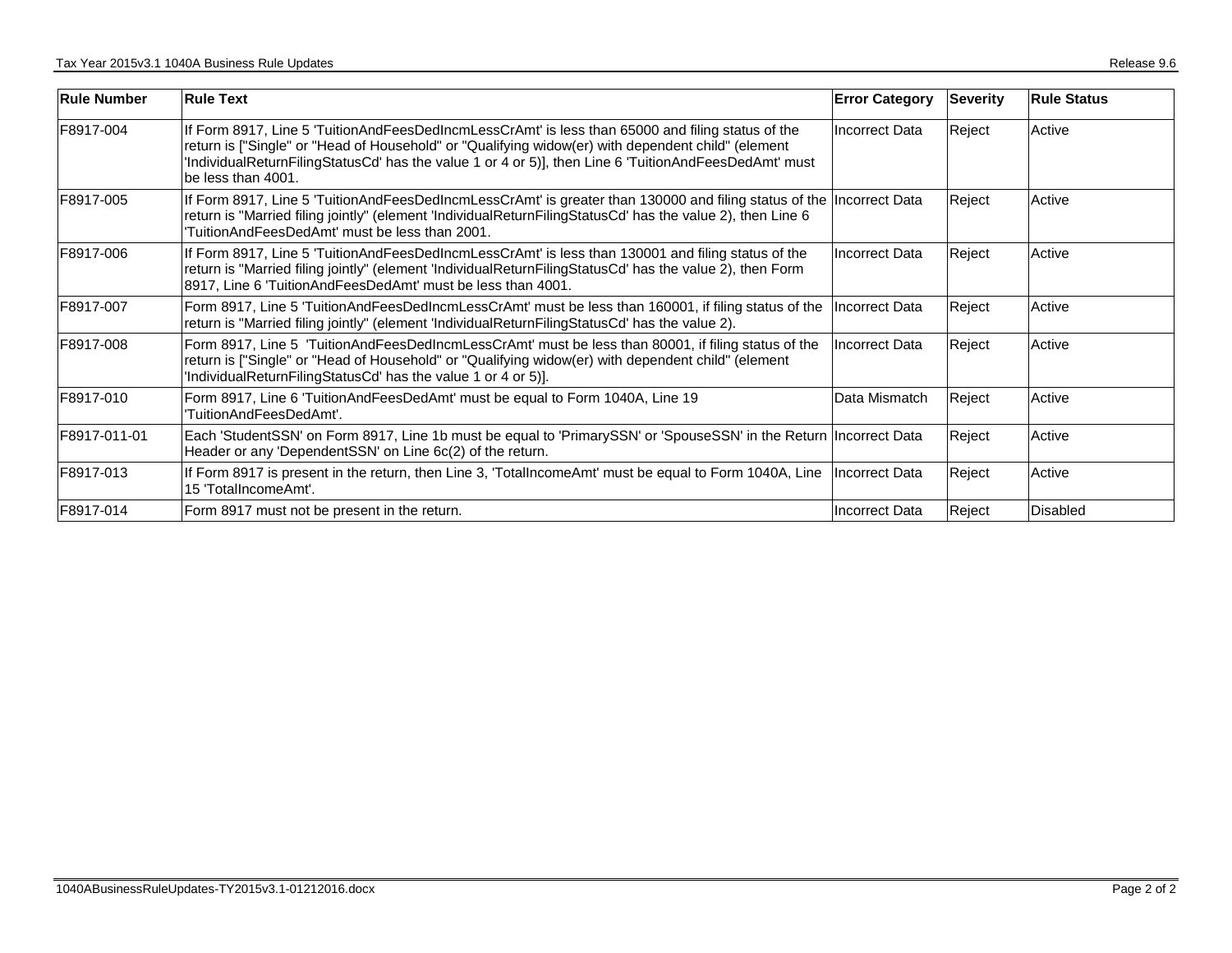| Rule Number | Rule Text | Error Category | Severity | Rule Status |
| --- | --- | --- | --- | --- |
| F8917-004 | If Form 8917, Line 5 'TuitionAndFeesDedIncmLessCrAmt' is less than 65000 and filing status of the return is ["Single" or "Head of Household" or "Qualifying widow(er) with dependent child" (element 'IndividualReturnFilingStatusCd' has the value 1 or 4 or 5)], then Line 6 'TuitionAndFeesDedAmt' must be less than 4001. | Incorrect Data | Reject | Active |
| F8917-005 | If Form 8917, Line 5 'TuitionAndFeesDedIncmLessCrAmt' is greater than 130000 and filing status of the return is "Married filing jointly" (element 'IndividualReturnFilingStatusCd' has the value 2), then Line 6 'TuitionAndFeesDedAmt' must be less than 2001. | Incorrect Data | Reject | Active |
| F8917-006 | If Form 8917, Line 5 'TuitionAndFeesDedIncmLessCrAmt' is less than 130001 and filing status of the return is "Married filing jointly" (element 'IndividualReturnFilingStatusCd' has the value 2), then Form 8917, Line 6 'TuitionAndFeesDedAmt' must be less than 4001. | Incorrect Data | Reject | Active |
| F8917-007 | Form 8917, Line 5 'TuitionAndFeesDedIncmLessCrAmt' must be less than 160001, if filing status of the return is "Married filing jointly" (element 'IndividualReturnFilingStatusCd' has the value 2). | Incorrect Data | Reject | Active |
| F8917-008 | Form 8917, Line 5 'TuitionAndFeesDedIncmLessCrAmt' must be less than 80001, if filing status of the return is ["Single" or "Head of Household" or "Qualifying widow(er) with dependent child" (element 'IndividualReturnFilingStatusCd' has the value 1 or 4 or 5)]. | Incorrect Data | Reject | Active |
| F8917-010 | Form 8917, Line 6 'TuitionAndFeesDedAmt' must be equal to Form 1040A, Line 19 'TuitionAndFeesDedAmt'. | Data Mismatch | Reject | Active |
| F8917-011-01 | Each 'StudentSSN' on Form 8917, Line 1b must be equal to 'PrimarySSN' or 'SpouseSSN' in the Return Header or any 'DependentSSN' on Line 6c(2) of the return. | Incorrect Data | Reject | Active |
| F8917-013 | If Form 8917 is present in the return, then Line 3, 'TotalIncomeAmt' must be equal to Form 1040A, Line 15 'TotalIncomeAmt'. | Incorrect Data | Reject | Active |
| F8917-014 | Form 8917 must not be present in the return. | Incorrect Data | Reject | Disabled |